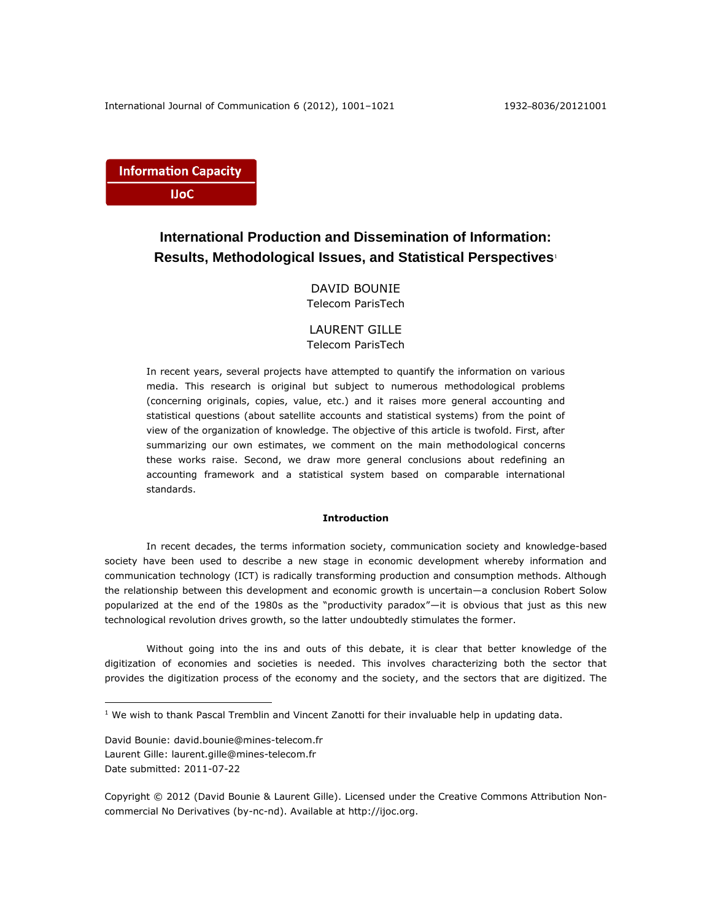Information Capacity

IJoC

# International Production and Dissemination of Information: Results, Methodological Issues, and Statistical Perspectives[1]

DAVID BOUNIE
Telecom ParisTech

LAURENT GILLE
Telecom ParisTech

In recent years, several projects have attempted to quantify the information on various media. This research is original but subject to numerous methodological problems (concerning originals, copies, value, etc.) and it raises more general accounting and statistical questions (about satellite accounts and statistical systems) from the point of view of the organization of knowledge. The objective of this article is twofold. First, after summarizing our own estimates, we comment on the main methodological concerns these works raise. Second, we draw more general conclusions about redefining an accounting framework and a statistical system based on comparable international standards.

## Introduction

In recent decades, the terms information society, communication society and knowledge-based society have been used to describe a new stage in economic development whereby information and communication technology (ICT) is radically transforming production and consumption methods. Although the relationship between this development and economic growth is uncertain—a conclusion Robert Solow popularized at the end of the 1980s as the "productivity paradox"—it is obvious that just as this new technological revolution drives growth, so the latter undoubtedly stimulates the former.

Without going into the ins and outs of this debate, it is clear that better knowledge of the digitization of economies and societies is needed. This involves characterizing both the sector that provides the digitization process of the economy and the society, and the sectors that are digitized. The

[1] We wish to thank Pascal Tremblin and Vincent Zanotti for their invaluable help in updating data.

David Bounie: david.bounie@mines-telecom.fr
Laurent Gille: laurent.gille@mines-telecom.fr
Date submitted: 2011-07-22

Copyright © 2012 (David Bounie & Laurent Gille). Licensed under the Creative Commons Attribution Non-commercial No Derivatives (by-nc-nd). Available at http://ijoc.org.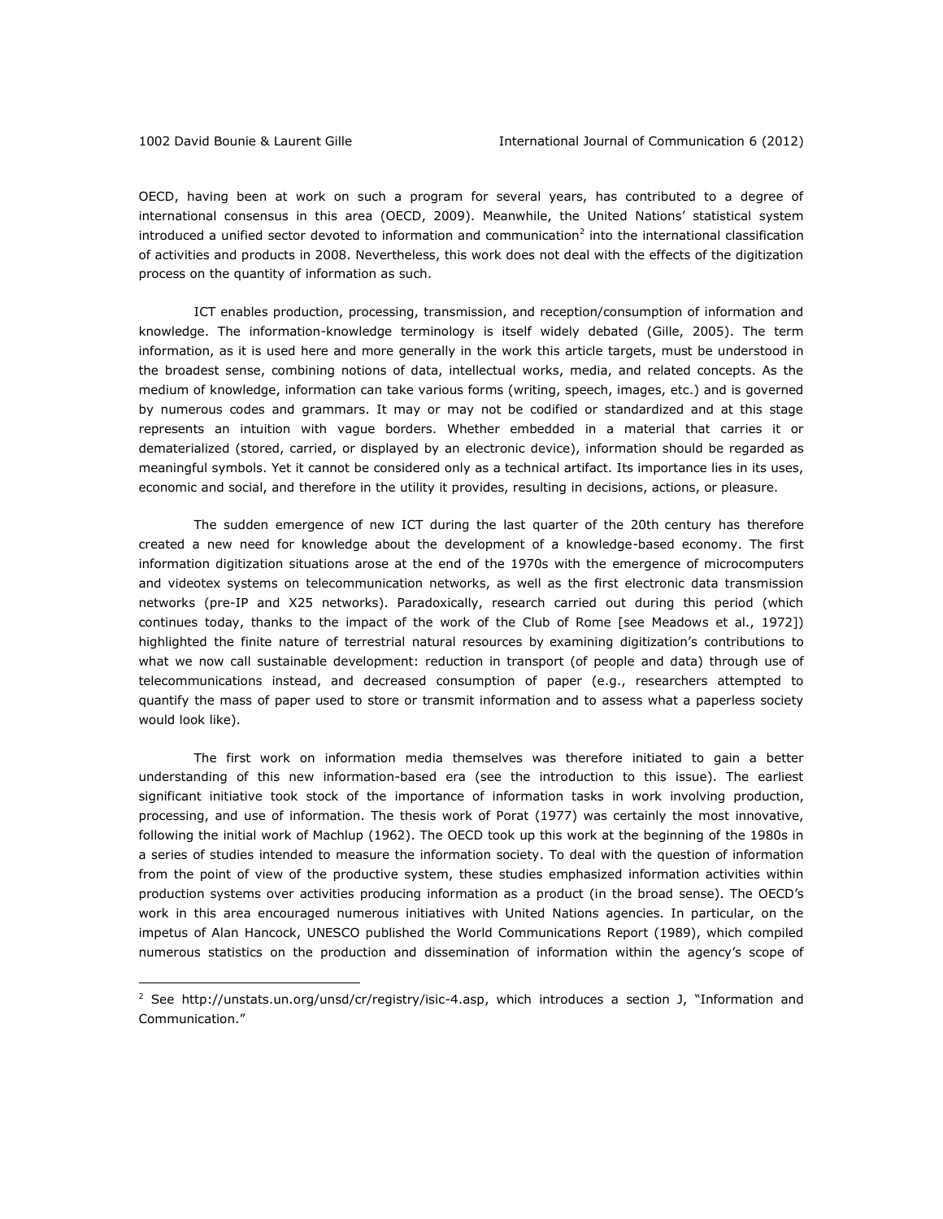OECD, having been at work on such a program for several years, has contributed to a degree of international consensus in this area (OECD, 2009). Meanwhile, the United Nations' statistical system introduced a unified sector devoted to information and communication[2] into the international classification of activities and products in 2008. Nevertheless, this work does not deal with the effects of the digitization process on the quantity of information as such.

ICT enables production, processing, transmission, and reception/consumption of information and knowledge. The information-knowledge terminology is itself widely debated (Gille, 2005). The term information, as it is used here and more generally in the work this article targets, must be understood in the broadest sense, combining notions of data, intellectual works, media, and related concepts. As the medium of knowledge, information can take various forms (writing, speech, images, etc.) and is governed by numerous codes and grammars. It may or may not be codified or standardized and at this stage represents an intuition with vague borders. Whether embedded in a material that carries it or dematerialized (stored, carried, or displayed by an electronic device), information should be regarded as meaningful symbols. Yet it cannot be considered only as a technical artifact. Its importance lies in its uses, economic and social, and therefore in the utility it provides, resulting in decisions, actions, or pleasure.

The sudden emergence of new ICT during the last quarter of the 20th century has therefore created a new need for knowledge about the development of a knowledge-based economy. The first information digitization situations arose at the end of the 1970s with the emergence of microcomputers and videotex systems on telecommunication networks, as well as the first electronic data transmission networks (pre-IP and X25 networks). Paradoxically, research carried out during this period (which continues today, thanks to the impact of the work of the Club of Rome [see Meadows et al., 1972]) highlighted the finite nature of terrestrial natural resources by examining digitization's contributions to what we now call sustainable development: reduction in transport (of people and data) through use of telecommunications instead, and decreased consumption of paper (e.g., researchers attempted to quantify the mass of paper used to store or transmit information and to assess what a paperless society would look like).

The first work on information media themselves was therefore initiated to gain a better understanding of this new information-based era (see the introduction to this issue). The earliest significant initiative took stock of the importance of information tasks in work involving production, processing, and use of information. The thesis work of Porat (1977) was certainly the most innovative, following the initial work of Machlup (1962). The OECD took up this work at the beginning of the 1980s in a series of studies intended to measure the information society. To deal with the question of information from the point of view of the productive system, these studies emphasized information activities within production systems over activities producing information as a product (in the broad sense). The OECD's work in this area encouraged numerous initiatives with United Nations agencies. In particular, on the impetus of Alan Hancock, UNESCO published the World Communications Report (1989), which compiled numerous statistics on the production and dissemination of information within the agency's scope of

---

[2] See http://unstats.un.org/unsd/cr/registry/isic-4.asp, which introduces a section J, "Information and Communication."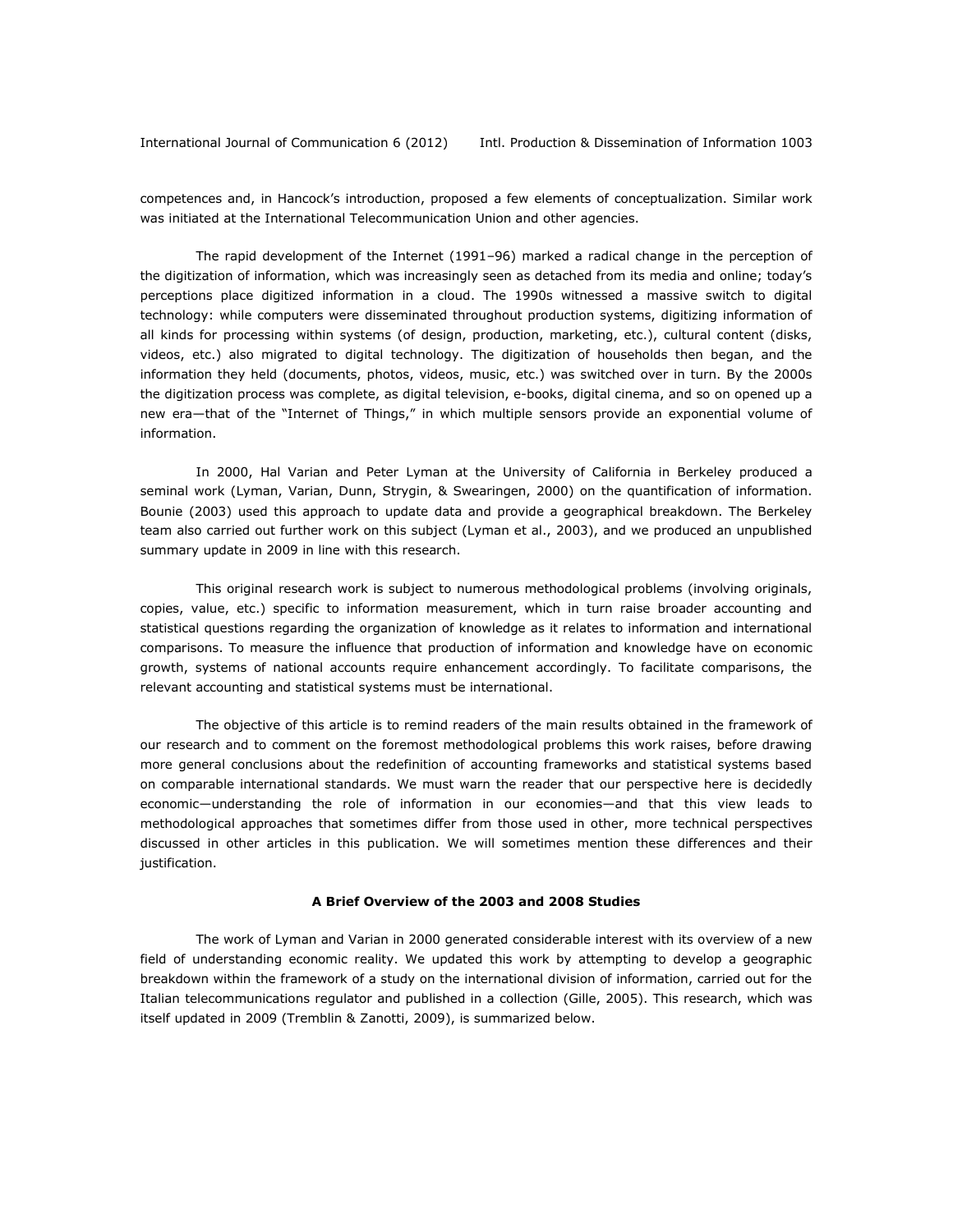competences and, in Hancock's introduction, proposed a few elements of conceptualization. Similar work was initiated at the International Telecommunication Union and other agencies.

The rapid development of the Internet (1991–96) marked a radical change in the perception of the digitization of information, which was increasingly seen as detached from its media and online; today's perceptions place digitized information in a cloud. The 1990s witnessed a massive switch to digital technology: while computers were disseminated throughout production systems, digitizing information of all kinds for processing within systems (of design, production, marketing, etc.), cultural content (disks, videos, etc.) also migrated to digital technology. The digitization of households then began, and the information they held (documents, photos, videos, music, etc.) was switched over in turn. By the 2000s the digitization process was complete, as digital television, e-books, digital cinema, and so on opened up a new era—that of the "Internet of Things," in which multiple sensors provide an exponential volume of information.

In 2000, Hal Varian and Peter Lyman at the University of California in Berkeley produced a seminal work (Lyman, Varian, Dunn, Strygin, & Swearingen, 2000) on the quantification of information. Bounie (2003) used this approach to update data and provide a geographical breakdown. The Berkeley team also carried out further work on this subject (Lyman et al., 2003), and we produced an unpublished summary update in 2009 in line with this research.

This original research work is subject to numerous methodological problems (involving originals, copies, value, etc.) specific to information measurement, which in turn raise broader accounting and statistical questions regarding the organization of knowledge as it relates to information and international comparisons. To measure the influence that production of information and knowledge have on economic growth, systems of national accounts require enhancement accordingly. To facilitate comparisons, the relevant accounting and statistical systems must be international.

The objective of this article is to remind readers of the main results obtained in the framework of our research and to comment on the foremost methodological problems this work raises, before drawing more general conclusions about the redefinition of accounting frameworks and statistical systems based on comparable international standards. We must warn the reader that our perspective here is decidedly economic—understanding the role of information in our economies—and that this view leads to methodological approaches that sometimes differ from those used in other, more technical perspectives discussed in other articles in this publication. We will sometimes mention these differences and their justification.

## A Brief Overview of the 2003 and 2008 Studies

The work of Lyman and Varian in 2000 generated considerable interest with its overview of a new field of understanding economic reality. We updated this work by attempting to develop a geographic breakdown within the framework of a study on the international division of information, carried out for the Italian telecommunications regulator and published in a collection (Gille, 2005). This research, which was itself updated in 2009 (Tremblin & Zanotti, 2009), is summarized below.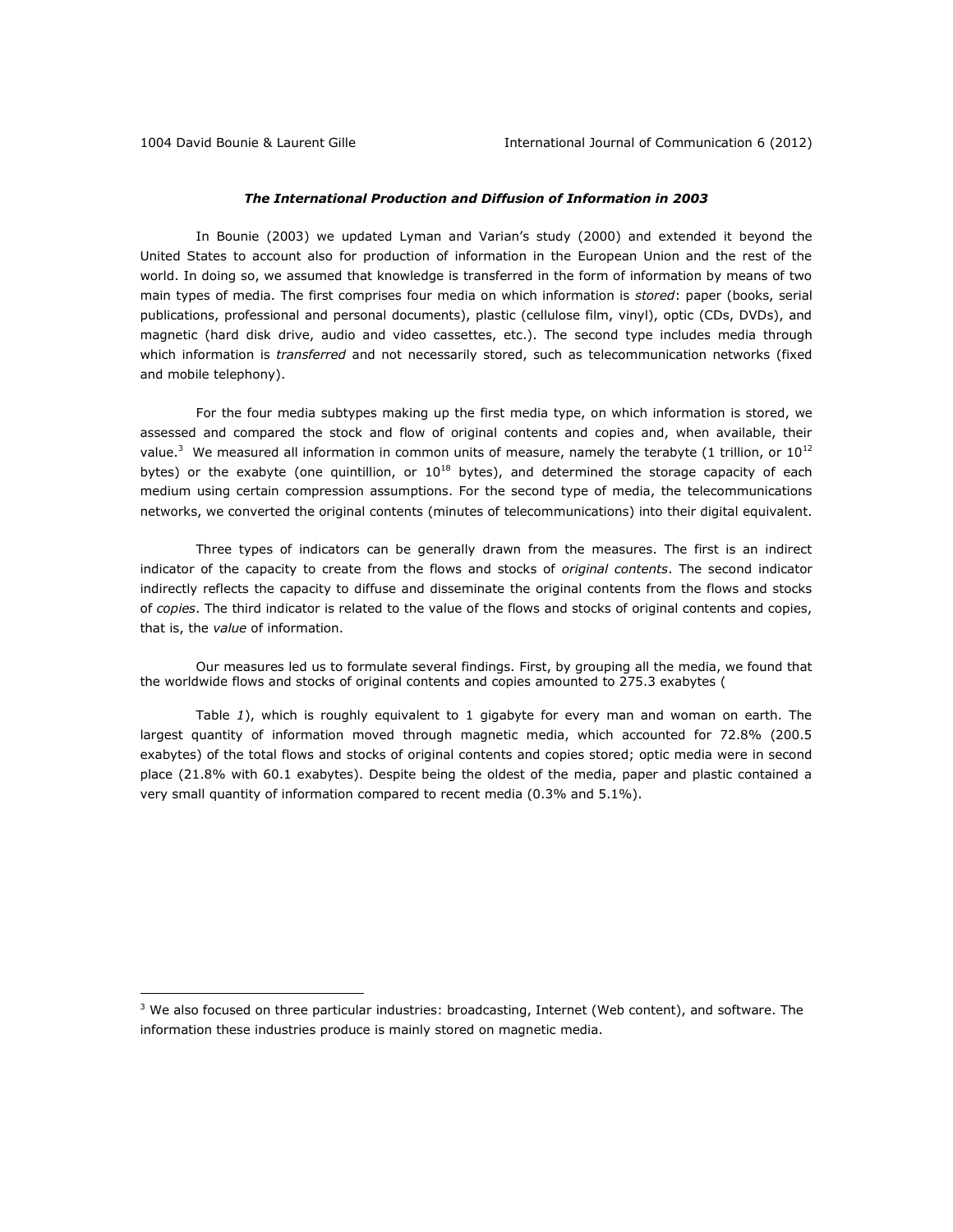### *The International Production and Diffusion of Information in 2003*

In Bounie (2003) we updated Lyman and Varian's study (2000) and extended it beyond the United States to account also for production of information in the European Union and the rest of the world. In doing so, we assumed that knowledge is transferred in the form of information by means of two main types of media. The first comprises four media on which information is *stored*: paper (books, serial publications, professional and personal documents), plastic (cellulose film, vinyl), optic (CDs, DVDs), and magnetic (hard disk drive, audio and video cassettes, etc.). The second type includes media through which information is *transferred* and not necessarily stored, such as telecommunication networks (fixed and mobile telephony).

For the four media subtypes making up the first media type, on which information is stored, we assessed and compared the stock and flow of original contents and copies and, when available, their value.[3] We measured all information in common units of measure, namely the terabyte (1 trillion, or $10^{12}$ bytes) or the exabyte (one quintillion, or $10^{18}$ bytes), and determined the storage capacity of each medium using certain compression assumptions. For the second type of media, the telecommunications networks, we converted the original contents (minutes of telecommunications) into their digital equivalent.

Three types of indicators can be generally drawn from the measures. The first is an indirect indicator of the capacity to create from the flows and stocks of *original contents*. The second indicator indirectly reflects the capacity to diffuse and disseminate the original contents from the flows and stocks of *copies*. The third indicator is related to the value of the flows and stocks of original contents and copies, that is, the *value* of information.

Our measures led us to formulate several findings. First, by grouping all the media, we found that the worldwide flows and stocks of original contents and copies amounted to 275.3 exabytes (

Table *1*), which is roughly equivalent to 1 gigabyte for every man and woman on earth. The largest quantity of information moved through magnetic media, which accounted for 72.8% (200.5 exabytes) of the total flows and stocks of original contents and copies stored; optic media were in second place (21.8% with 60.1 exabytes). Despite being the oldest of the media, paper and plastic contained a very small quantity of information compared to recent media (0.3% and 5.1%).

---

[3] We also focused on three particular industries: broadcasting, Internet (Web content), and software. The information these industries produce is mainly stored on magnetic media.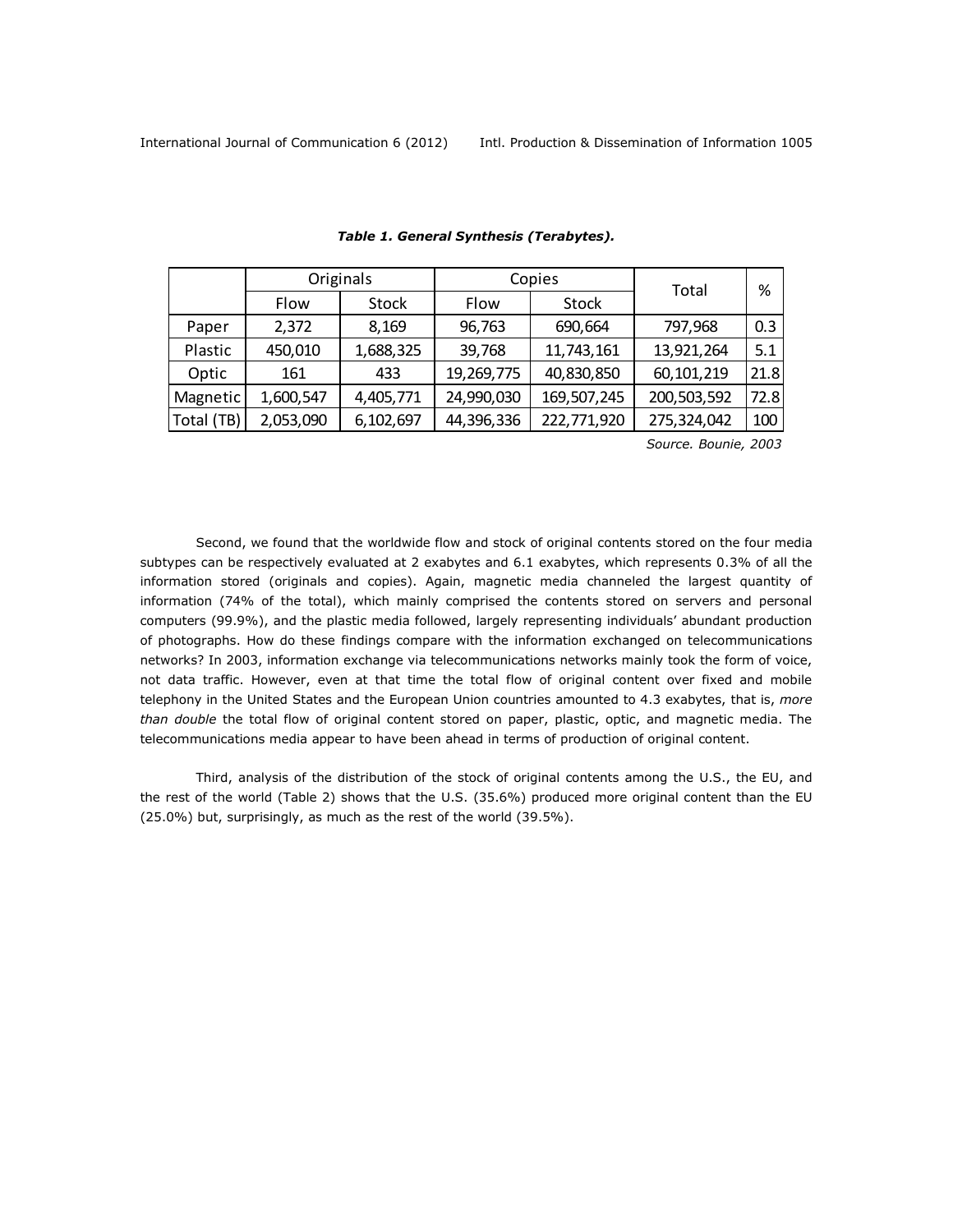*Table 1. General Synthesis (Terabytes).*

| | Originals | | Copies | | Total | % |
|---|---|---|---|---|---|---|
| | Flow | Stock | Flow | Stock | | |
| Paper | 2,372 | 8,169 | 96,763 | 690,664 | 797,968 | 0.3 |
| Plastic | 450,010 | 1,688,325 | 39,768 | 11,743,161 | 13,921,264 | 5.1 |
| Optic | 161 | 433 | 19,269,775 | 40,830,850 | 60,101,219 | 21.8 |
| Magnetic | 1,600,547 | 4,405,771 | 24,990,030 | 169,507,245 | 200,503,592 | 72.8 |
| Total (TB) | 2,053,090 | 6,102,697 | 44,396,336 | 222,771,920 | 275,324,042 | 100 |

*Source. Bounie, 2003*

Second, we found that the worldwide flow and stock of original contents stored on the four media subtypes can be respectively evaluated at 2 exabytes and 6.1 exabytes, which represents 0.3% of all the information stored (originals and copies). Again, magnetic media channeled the largest quantity of information (74% of the total), which mainly comprised the contents stored on servers and personal computers (99.9%), and the plastic media followed, largely representing individuals' abundant production of photographs. How do these findings compare with the information exchanged on telecommunications networks? In 2003, information exchange via telecommunications networks mainly took the form of voice, not data traffic. However, even at that time the total flow of original content over fixed and mobile telephony in the United States and the European Union countries amounted to 4.3 exabytes, that is, *more than double* the total flow of original content stored on paper, plastic, optic, and magnetic media. The telecommunications media appear to have been ahead in terms of production of original content.

Third, analysis of the distribution of the stock of original contents among the U.S., the EU, and the rest of the world (Table 2) shows that the U.S. (35.6%) produced more original content than the EU (25.0%) but, surprisingly, as much as the rest of the world (39.5%).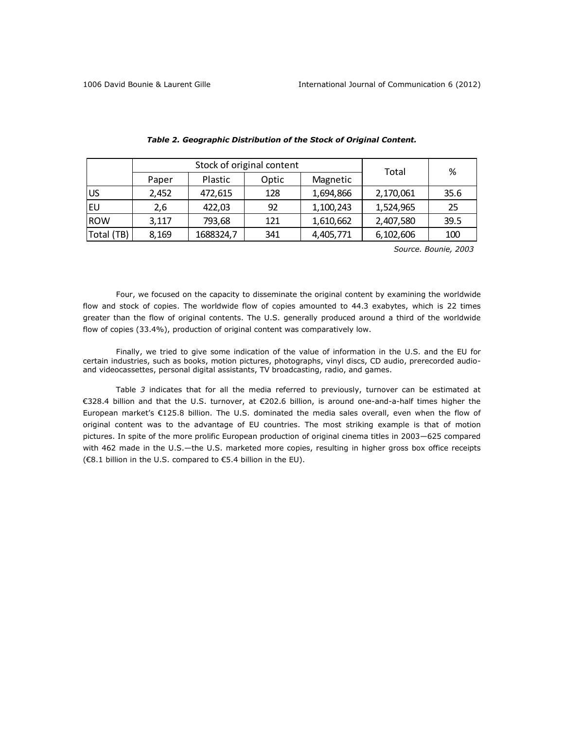*Table 2. Geographic Distribution of the Stock of Original Content.*

| | Stock of original content | | | | Total | % |
|---|---|---|---|---|---|---|
| | Paper | Plastic | Optic | Magnetic | | |
| US | 2,452 | 472,615 | 128 | 1,694,866 | 2,170,061 | 35.6 |
| EU | 2,6 | 422,03 | 92 | 1,100,243 | 1,524,965 | 25 |
| ROW | 3,117 | 793,68 | 121 | 1,610,662 | 2,407,580 | 39.5 |
| Total (TB) | 8,169 | 1688324,7 | 341 | 4,405,771 | 6,102,606 | 100 |

*Source. Bounie, 2003*

Four, we focused on the capacity to disseminate the original content by examining the worldwide flow and stock of copies. The worldwide flow of copies amounted to 44.3 exabytes, which is 22 times greater than the flow of original contents. The U.S. generally produced around a third of the worldwide flow of copies (33.4%), production of original content was comparatively low.

Finally, we tried to give some indication of the value of information in the U.S. and the EU for certain industries, such as books, motion pictures, photographs, vinyl discs, CD audio, prerecorded audio- and videocassettes, personal digital assistants, TV broadcasting, radio, and games.

Table *3* indicates that for all the media referred to previously, turnover can be estimated at €328.4 billion and that the U.S. turnover, at €202.6 billion, is around one-and-a-half times higher the European market's €125.8 billion. The U.S. dominated the media sales overall, even when the flow of original content was to the advantage of EU countries. The most striking example is that of motion pictures. In spite of the more prolific European production of original cinema titles in 2003—625 compared with 462 made in the U.S.—the U.S. marketed more copies, resulting in higher gross box office receipts (€8.1 billion in the U.S. compared to €5.4 billion in the EU).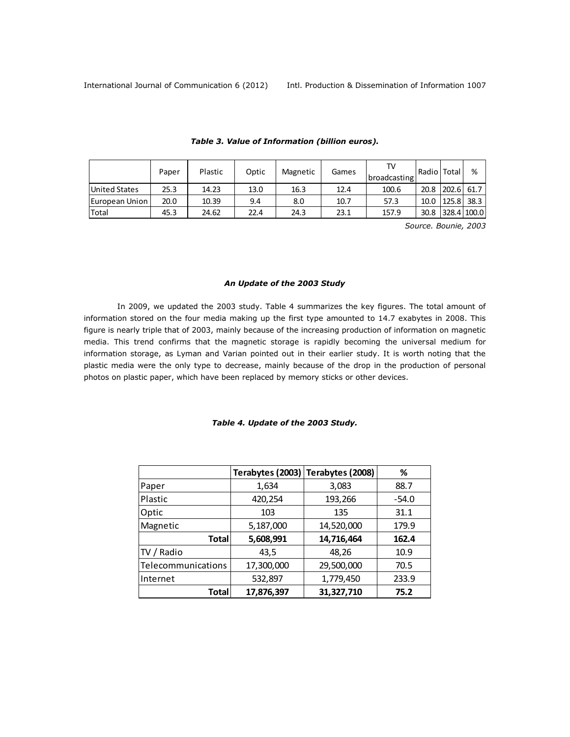*Table 3. Value of Information (billion euros).*

| | Paper | Plastic | Optic | Magnetic | Games | TV broadcasting | Radio | Total | % |
|---|---|---|---|---|---|---|---|---|---|
| United States | 25.3 | 14.23 | 13.0 | 16.3 | 12.4 | 100.6 | 20.8 | 202.6 | 61.7 |
| European Union | 20.0 | 10.39 | 9.4 | 8.0 | 10.7 | 57.3 | 10.0 | 125.8 | 38.3 |
| Total | 45.3 | 24.62 | 22.4 | 24.3 | 23.1 | 157.9 | 30.8 | 328.4 | 100.0 |

*Source. Bounie, 2003*

### *An Update of the 2003 Study*

In 2009, we updated the 2003 study. Table 4 summarizes the key figures. The total amount of information stored on the four media making up the first type amounted to 14.7 exabytes in 2008. This figure is nearly triple that of 2003, mainly because of the increasing production of information on magnetic media. This trend confirms that the magnetic storage is rapidly becoming the universal medium for information storage, as Lyman and Varian pointed out in their earlier study. It is worth noting that the plastic media were the only type to decrease, mainly because of the drop in the production of personal photos on plastic paper, which have been replaced by memory sticks or other devices.

*Table 4. Update of the 2003 Study.*

| | **Terabytes (2003)** | **Terabytes (2008)** | **%** |
|---|---|---|---|
| Paper | 1,634 | 3,083 | 88.7 |
| Plastic | 420,254 | 193,266 | -54.0 |
| Optic | 103 | 135 | 31.1 |
| Magnetic | 5,187,000 | 14,520,000 | 179.9 |
| **Total** | **5,608,991** | **14,716,464** | **162.4** |
| TV / Radio | 43,5 | 48,26 | 10.9 |
| Telecommunications | 17,300,000 | 29,500,000 | 70.5 |
| Internet | 532,897 | 1,779,450 | 233.9 |
| **Total** | **17,876,397** | **31,327,710** | **75.2** |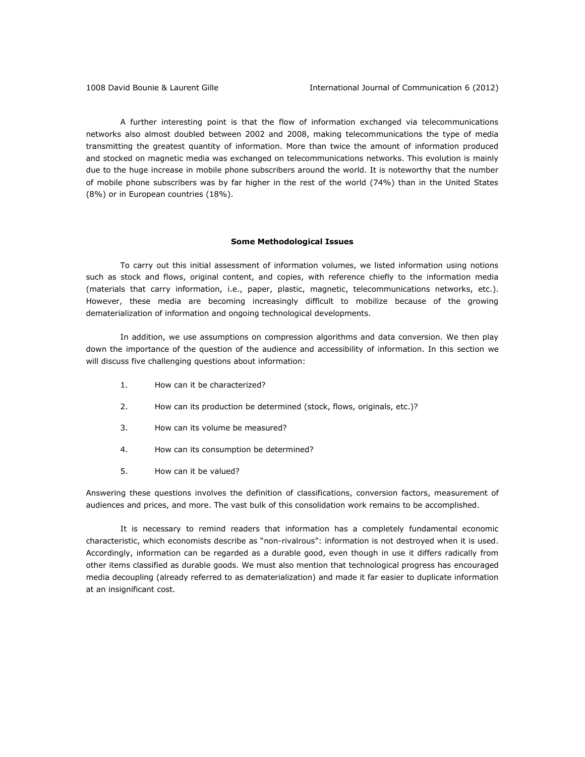A further interesting point is that the flow of information exchanged via telecommunications networks also almost doubled between 2002 and 2008, making telecommunications the type of media transmitting the greatest quantity of information. More than twice the amount of information produced and stocked on magnetic media was exchanged on telecommunications networks. This evolution is mainly due to the huge increase in mobile phone subscribers around the world. It is noteworthy that the number of mobile phone subscribers was by far higher in the rest of the world (74%) than in the United States (8%) or in European countries (18%).

## Some Methodological Issues

To carry out this initial assessment of information volumes, we listed information using notions such as stock and flows, original content, and copies, with reference chiefly to the information media (materials that carry information, i.e., paper, plastic, magnetic, telecommunications networks, etc.). However, these media are becoming increasingly difficult to mobilize because of the growing dematerialization of information and ongoing technological developments.

In addition, we use assumptions on compression algorithms and data conversion. We then play down the importance of the question of the audience and accessibility of information. In this section we will discuss five challenging questions about information:

1. How can it be characterized?
2. How can its production be determined (stock, flows, originals, etc.)?
3. How can its volume be measured?
4. How can its consumption be determined?
5. How can it be valued?

Answering these questions involves the definition of classifications, conversion factors, measurement of audiences and prices, and more. The vast bulk of this consolidation work remains to be accomplished.

It is necessary to remind readers that information has a completely fundamental economic characteristic, which economists describe as "non-rivalrous": information is not destroyed when it is used. Accordingly, information can be regarded as a durable good, even though in use it differs radically from other items classified as durable goods. We must also mention that technological progress has encouraged media decoupling (already referred to as dematerialization) and made it far easier to duplicate information at an insignificant cost.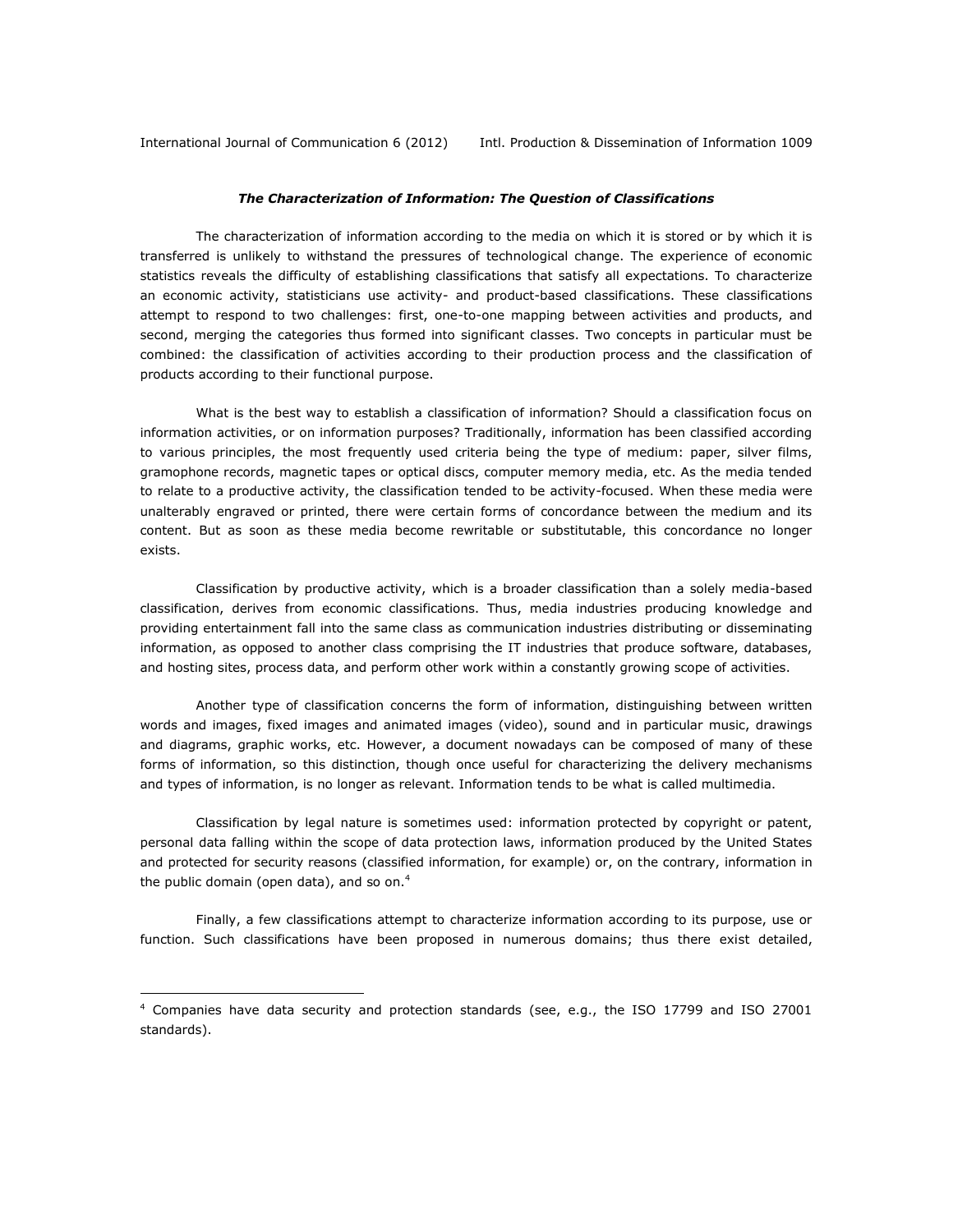### *The Characterization of Information: The Question of Classifications*

The characterization of information according to the media on which it is stored or by which it is transferred is unlikely to withstand the pressures of technological change. The experience of economic statistics reveals the difficulty of establishing classifications that satisfy all expectations. To characterize an economic activity, statisticians use activity- and product-based classifications. These classifications attempt to respond to two challenges: first, one-to-one mapping between activities and products, and second, merging the categories thus formed into significant classes. Two concepts in particular must be combined: the classification of activities according to their production process and the classification of products according to their functional purpose.

What is the best way to establish a classification of information? Should a classification focus on information activities, or on information purposes? Traditionally, information has been classified according to various principles, the most frequently used criteria being the type of medium: paper, silver films, gramophone records, magnetic tapes or optical discs, computer memory media, etc. As the media tended to relate to a productive activity, the classification tended to be activity-focused. When these media were unalterably engraved or printed, there were certain forms of concordance between the medium and its content. But as soon as these media become rewritable or substitutable, this concordance no longer exists.

Classification by productive activity, which is a broader classification than a solely media-based classification, derives from economic classifications. Thus, media industries producing knowledge and providing entertainment fall into the same class as communication industries distributing or disseminating information, as opposed to another class comprising the IT industries that produce software, databases, and hosting sites, process data, and perform other work within a constantly growing scope of activities.

Another type of classification concerns the form of information, distinguishing between written words and images, fixed images and animated images (video), sound and in particular music, drawings and diagrams, graphic works, etc. However, a document nowadays can be composed of many of these forms of information, so this distinction, though once useful for characterizing the delivery mechanisms and types of information, is no longer as relevant. Information tends to be what is called multimedia.

Classification by legal nature is sometimes used: information protected by copyright or patent, personal data falling within the scope of data protection laws, information produced by the United States and protected for security reasons (classified information, for example) or, on the contrary, information in the public domain (open data), and so on.[4]

Finally, a few classifications attempt to characterize information according to its purpose, use or function. Such classifications have been proposed in numerous domains; thus there exist detailed,

---

[4] Companies have data security and protection standards (see, e.g., the ISO 17799 and ISO 27001 standards).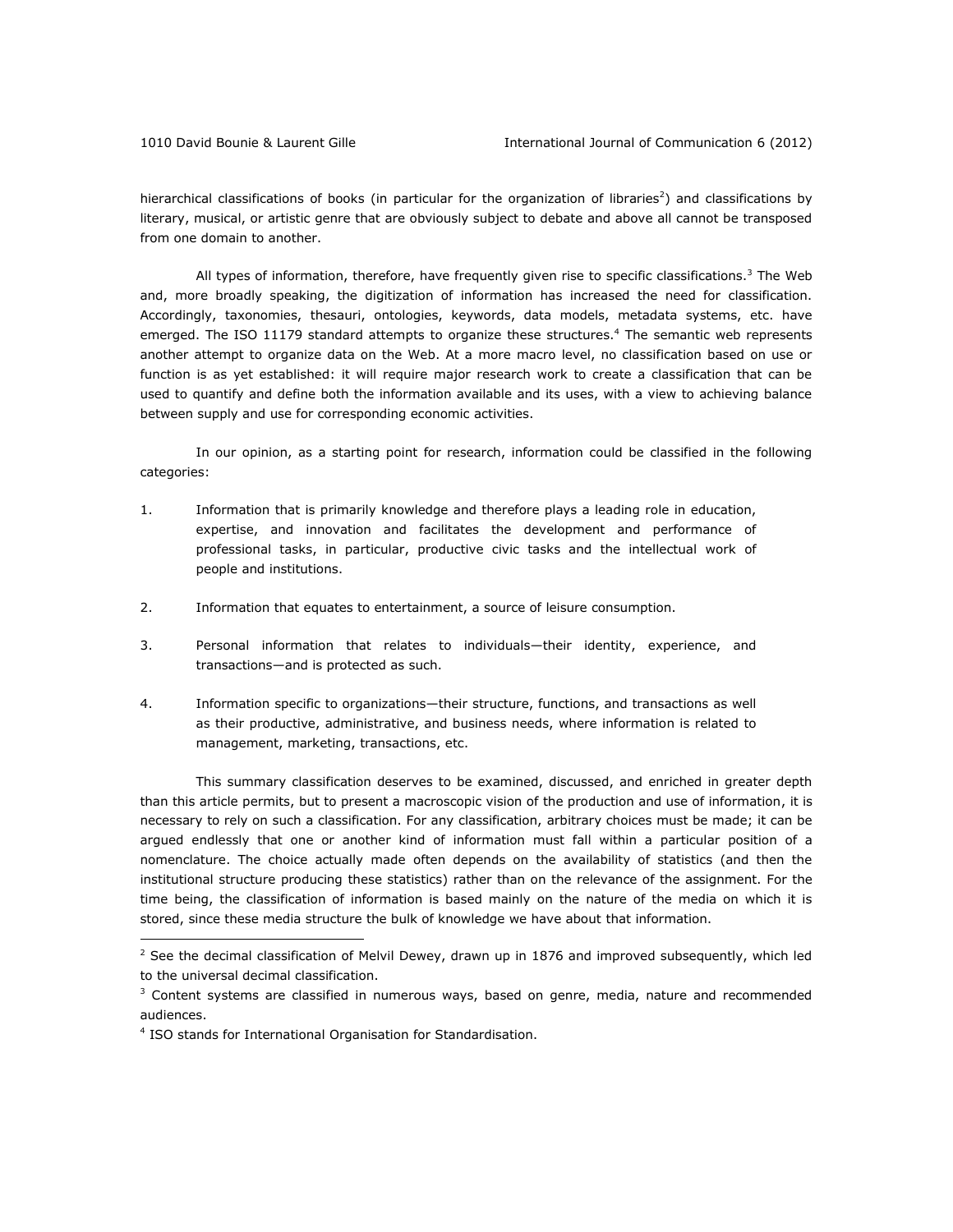hierarchical classifications of books (in particular for the organization of libraries[2]) and classifications by literary, musical, or artistic genre that are obviously subject to debate and above all cannot be transposed from one domain to another.

All types of information, therefore, have frequently given rise to specific classifications.[3] The Web and, more broadly speaking, the digitization of information has increased the need for classification. Accordingly, taxonomies, thesauri, ontologies, keywords, data models, metadata systems, etc. have emerged. The ISO 11179 standard attempts to organize these structures.[4] The semantic web represents another attempt to organize data on the Web. At a more macro level, no classification based on use or function is as yet established: it will require major research work to create a classification that can be used to quantify and define both the information available and its uses, with a view to achieving balance between supply and use for corresponding economic activities.

In our opinion, as a starting point for research, information could be classified in the following categories:

1. Information that is primarily knowledge and therefore plays a leading role in education, expertise, and innovation and facilitates the development and performance of professional tasks, in particular, productive civic tasks and the intellectual work of people and institutions.

2. Information that equates to entertainment, a source of leisure consumption.

3. Personal information that relates to individuals—their identity, experience, and transactions—and is protected as such.

4. Information specific to organizations—their structure, functions, and transactions as well as their productive, administrative, and business needs, where information is related to management, marketing, transactions, etc.

This summary classification deserves to be examined, discussed, and enriched in greater depth than this article permits, but to present a macroscopic vision of the production and use of information, it is necessary to rely on such a classification. For any classification, arbitrary choices must be made; it can be argued endlessly that one or another kind of information must fall within a particular position of a nomenclature. The choice actually made often depends on the availability of statistics (and then the institutional structure producing these statistics) rather than on the relevance of the assignment. For the time being, the classification of information is based mainly on the nature of the media on which it is stored, since these media structure the bulk of knowledge we have about that information.

---

[2] See the decimal classification of Melvil Dewey, drawn up in 1876 and improved subsequently, which led to the universal decimal classification.

[3] Content systems are classified in numerous ways, based on genre, media, nature and recommended audiences.

[4] ISO stands for International Organisation for Standardisation.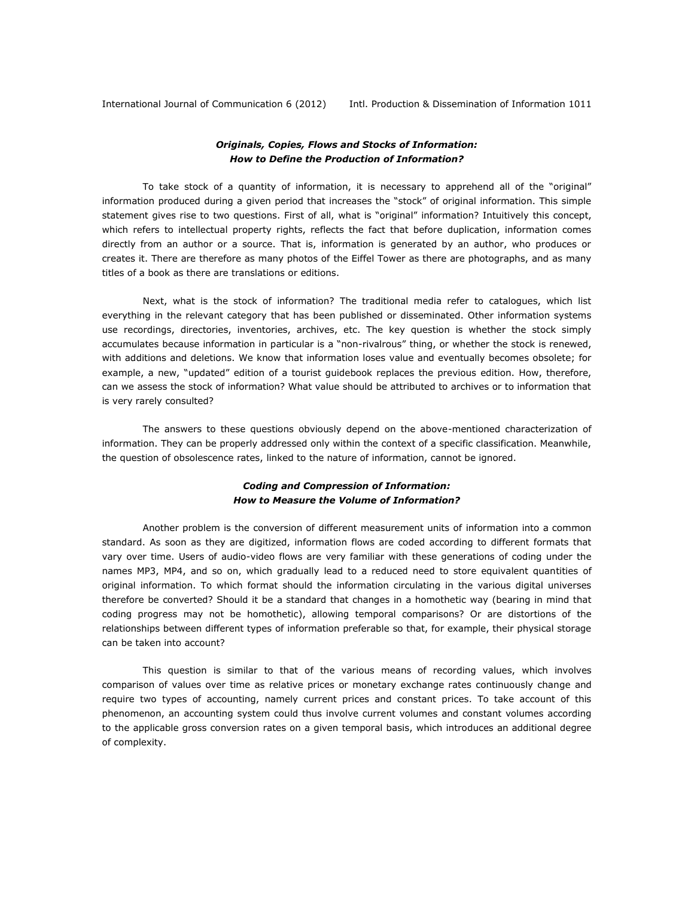### *Originals, Copies, Flows and Stocks of Information: How to Define the Production of Information?*

To take stock of a quantity of information, it is necessary to apprehend all of the "original" information produced during a given period that increases the "stock" of original information. This simple statement gives rise to two questions. First of all, what is "original" information? Intuitively this concept, which refers to intellectual property rights, reflects the fact that before duplication, information comes directly from an author or a source. That is, information is generated by an author, who produces or creates it. There are therefore as many photos of the Eiffel Tower as there are photographs, and as many titles of a book as there are translations or editions.

Next, what is the stock of information? The traditional media refer to catalogues, which list everything in the relevant category that has been published or disseminated. Other information systems use recordings, directories, inventories, archives, etc. The key question is whether the stock simply accumulates because information in particular is a "non-rivalrous" thing, or whether the stock is renewed, with additions and deletions. We know that information loses value and eventually becomes obsolete; for example, a new, "updated" edition of a tourist guidebook replaces the previous edition. How, therefore, can we assess the stock of information? What value should be attributed to archives or to information that is very rarely consulted?

The answers to these questions obviously depend on the above-mentioned characterization of information. They can be properly addressed only within the context of a specific classification. Meanwhile, the question of obsolescence rates, linked to the nature of information, cannot be ignored.

### *Coding and Compression of Information: How to Measure the Volume of Information?*

Another problem is the conversion of different measurement units of information into a common standard. As soon as they are digitized, information flows are coded according to different formats that vary over time. Users of audio-video flows are very familiar with these generations of coding under the names MP3, MP4, and so on, which gradually lead to a reduced need to store equivalent quantities of original information. To which format should the information circulating in the various digital universes therefore be converted? Should it be a standard that changes in a homothetic way (bearing in mind that coding progress may not be homothetic), allowing temporal comparisons? Or are distortions of the relationships between different types of information preferable so that, for example, their physical storage can be taken into account?

This question is similar to that of the various means of recording values, which involves comparison of values over time as relative prices or monetary exchange rates continuously change and require two types of accounting, namely current prices and constant prices. To take account of this phenomenon, an accounting system could thus involve current volumes and constant volumes according to the applicable gross conversion rates on a given temporal basis, which introduces an additional degree of complexity.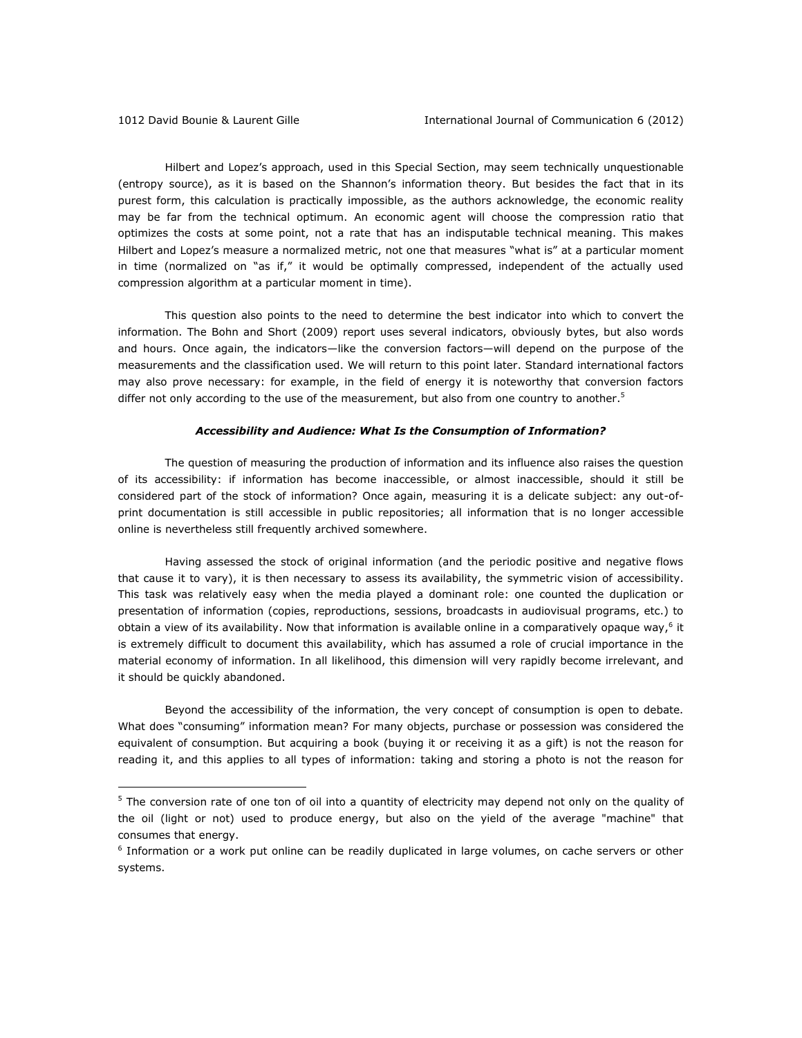Hilbert and Lopez's approach, used in this Special Section, may seem technically unquestionable (entropy source), as it is based on the Shannon's information theory. But besides the fact that in its purest form, this calculation is practically impossible, as the authors acknowledge, the economic reality may be far from the technical optimum. An economic agent will choose the compression ratio that optimizes the costs at some point, not a rate that has an indisputable technical meaning. This makes Hilbert and Lopez's measure a normalized metric, not one that measures "what is" at a particular moment in time (normalized on "as if," it would be optimally compressed, independent of the actually used compression algorithm at a particular moment in time).

This question also points to the need to determine the best indicator into which to convert the information. The Bohn and Short (2009) report uses several indicators, obviously bytes, but also words and hours. Once again, the indicators—like the conversion factors—will depend on the purpose of the measurements and the classification used. We will return to this point later. Standard international factors may also prove necessary: for example, in the field of energy it is noteworthy that conversion factors differ not only according to the use of the measurement, but also from one country to another.[5]

### *Accessibility and Audience: What Is the Consumption of Information?*

The question of measuring the production of information and its influence also raises the question of its accessibility: if information has become inaccessible, or almost inaccessible, should it still be considered part of the stock of information? Once again, measuring it is a delicate subject: any out-of-print documentation is still accessible in public repositories; all information that is no longer accessible online is nevertheless still frequently archived somewhere.

Having assessed the stock of original information (and the periodic positive and negative flows that cause it to vary), it is then necessary to assess its availability, the symmetric vision of accessibility. This task was relatively easy when the media played a dominant role: one counted the duplication or presentation of information (copies, reproductions, sessions, broadcasts in audiovisual programs, etc.) to obtain a view of its availability. Now that information is available online in a comparatively opaque way,[6] it is extremely difficult to document this availability, which has assumed a role of crucial importance in the material economy of information. In all likelihood, this dimension will very rapidly become irrelevant, and it should be quickly abandoned.

Beyond the accessibility of the information, the very concept of consumption is open to debate. What does "consuming" information mean? For many objects, purchase or possession was considered the equivalent of consumption. But acquiring a book (buying it or receiving it as a gift) is not the reason for reading it, and this applies to all types of information: taking and storing a photo is not the reason for

---

[5] The conversion rate of one ton of oil into a quantity of electricity may depend not only on the quality of the oil (light or not) used to produce energy, but also on the yield of the average "machine" that consumes that energy.

[6] Information or a work put online can be readily duplicated in large volumes, on cache servers or other systems.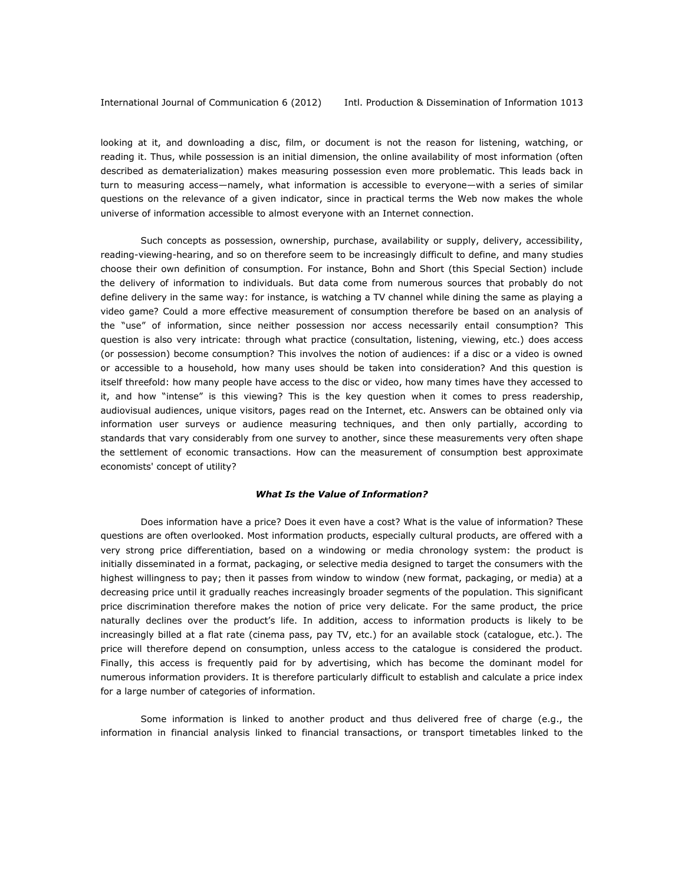looking at it, and downloading a disc, film, or document is not the reason for listening, watching, or reading it. Thus, while possession is an initial dimension, the online availability of most information (often described as dematerialization) makes measuring possession even more problematic. This leads back in turn to measuring access—namely, what information is accessible to everyone—with a series of similar questions on the relevance of a given indicator, since in practical terms the Web now makes the whole universe of information accessible to almost everyone with an Internet connection.

Such concepts as possession, ownership, purchase, availability or supply, delivery, accessibility, reading-viewing-hearing, and so on therefore seem to be increasingly difficult to define, and many studies choose their own definition of consumption. For instance, Bohn and Short (this Special Section) include the delivery of information to individuals. But data come from numerous sources that probably do not define delivery in the same way: for instance, is watching a TV channel while dining the same as playing a video game? Could a more effective measurement of consumption therefore be based on an analysis of the "use" of information, since neither possession nor access necessarily entail consumption? This question is also very intricate: through what practice (consultation, listening, viewing, etc.) does access (or possession) become consumption? This involves the notion of audiences: if a disc or a video is owned or accessible to a household, how many uses should be taken into consideration? And this question is itself threefold: how many people have access to the disc or video, how many times have they accessed to it, and how "intense" is this viewing? This is the key question when it comes to press readership, audiovisual audiences, unique visitors, pages read on the Internet, etc. Answers can be obtained only via information user surveys or audience measuring techniques, and then only partially, according to standards that vary considerably from one survey to another, since these measurements very often shape the settlement of economic transactions. How can the measurement of consumption best approximate economists' concept of utility?

### *What Is the Value of Information?*

Does information have a price? Does it even have a cost? What is the value of information? These questions are often overlooked. Most information products, especially cultural products, are offered with a very strong price differentiation, based on a windowing or media chronology system: the product is initially disseminated in a format, packaging, or selective media designed to target the consumers with the highest willingness to pay; then it passes from window to window (new format, packaging, or media) at a decreasing price until it gradually reaches increasingly broader segments of the population. This significant price discrimination therefore makes the notion of price very delicate. For the same product, the price naturally declines over the product's life. In addition, access to information products is likely to be increasingly billed at a flat rate (cinema pass, pay TV, etc.) for an available stock (catalogue, etc.). The price will therefore depend on consumption, unless access to the catalogue is considered the product. Finally, this access is frequently paid for by advertising, which has become the dominant model for numerous information providers. It is therefore particularly difficult to establish and calculate a price index for a large number of categories of information.

Some information is linked to another product and thus delivered free of charge (e.g., the information in financial analysis linked to financial transactions, or transport timetables linked to the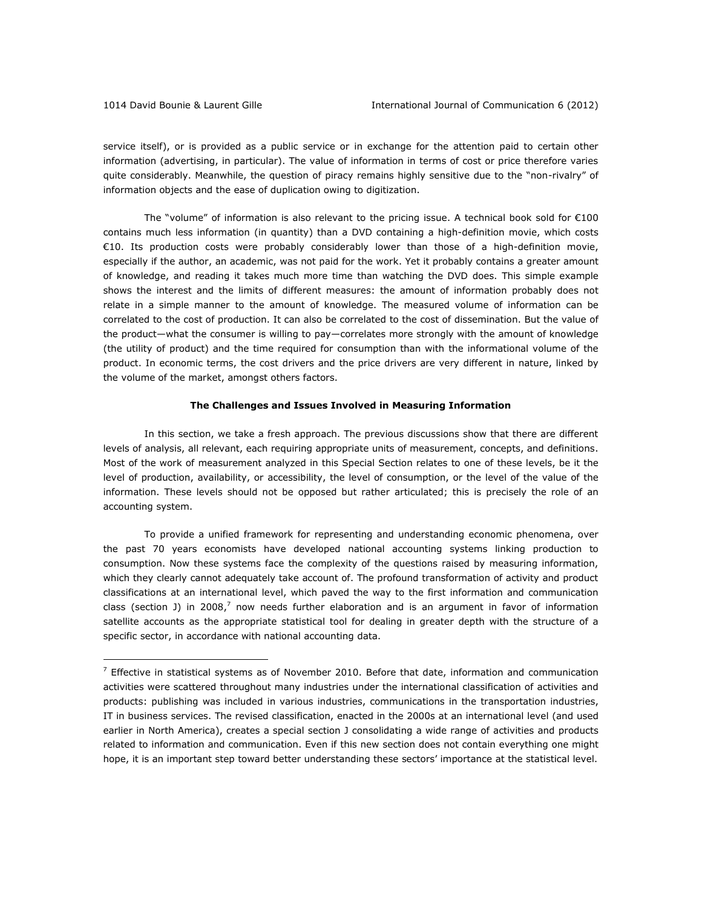service itself), or is provided as a public service or in exchange for the attention paid to certain other information (advertising, in particular). The value of information in terms of cost or price therefore varies quite considerably. Meanwhile, the question of piracy remains highly sensitive due to the "non-rivalry" of information objects and the ease of duplication owing to digitization.

The "volume" of information is also relevant to the pricing issue. A technical book sold for €100 contains much less information (in quantity) than a DVD containing a high-definition movie, which costs €10. Its production costs were probably considerably lower than those of a high-definition movie, especially if the author, an academic, was not paid for the work. Yet it probably contains a greater amount of knowledge, and reading it takes much more time than watching the DVD does. This simple example shows the interest and the limits of different measures: the amount of information probably does not relate in a simple manner to the amount of knowledge. The measured volume of information can be correlated to the cost of production. It can also be correlated to the cost of dissemination. But the value of the product—what the consumer is willing to pay—correlates more strongly with the amount of knowledge (the utility of product) and the time required for consumption than with the informational volume of the product. In economic terms, the cost drivers and the price drivers are very different in nature, linked by the volume of the market, amongst others factors.

## The Challenges and Issues Involved in Measuring Information

In this section, we take a fresh approach. The previous discussions show that there are different levels of analysis, all relevant, each requiring appropriate units of measurement, concepts, and definitions. Most of the work of measurement analyzed in this Special Section relates to one of these levels, be it the level of production, availability, or accessibility, the level of consumption, or the level of the value of the information. These levels should not be opposed but rather articulated; this is precisely the role of an accounting system.

To provide a unified framework for representing and understanding economic phenomena, over the past 70 years economists have developed national accounting systems linking production to consumption. Now these systems face the complexity of the questions raised by measuring information, which they clearly cannot adequately take account of. The profound transformation of activity and product classifications at an international level, which paved the way to the first information and communication class (section J) in 2008,[7] now needs further elaboration and is an argument in favor of information satellite accounts as the appropriate statistical tool for dealing in greater depth with the structure of a specific sector, in accordance with national accounting data.

---

[7] Effective in statistical systems as of November 2010. Before that date, information and communication activities were scattered throughout many industries under the international classification of activities and products: publishing was included in various industries, communications in the transportation industries, IT in business services. The revised classification, enacted in the 2000s at an international level (and used earlier in North America), creates a special section J consolidating a wide range of activities and products related to information and communication. Even if this new section does not contain everything one might hope, it is an important step toward better understanding these sectors' importance at the statistical level.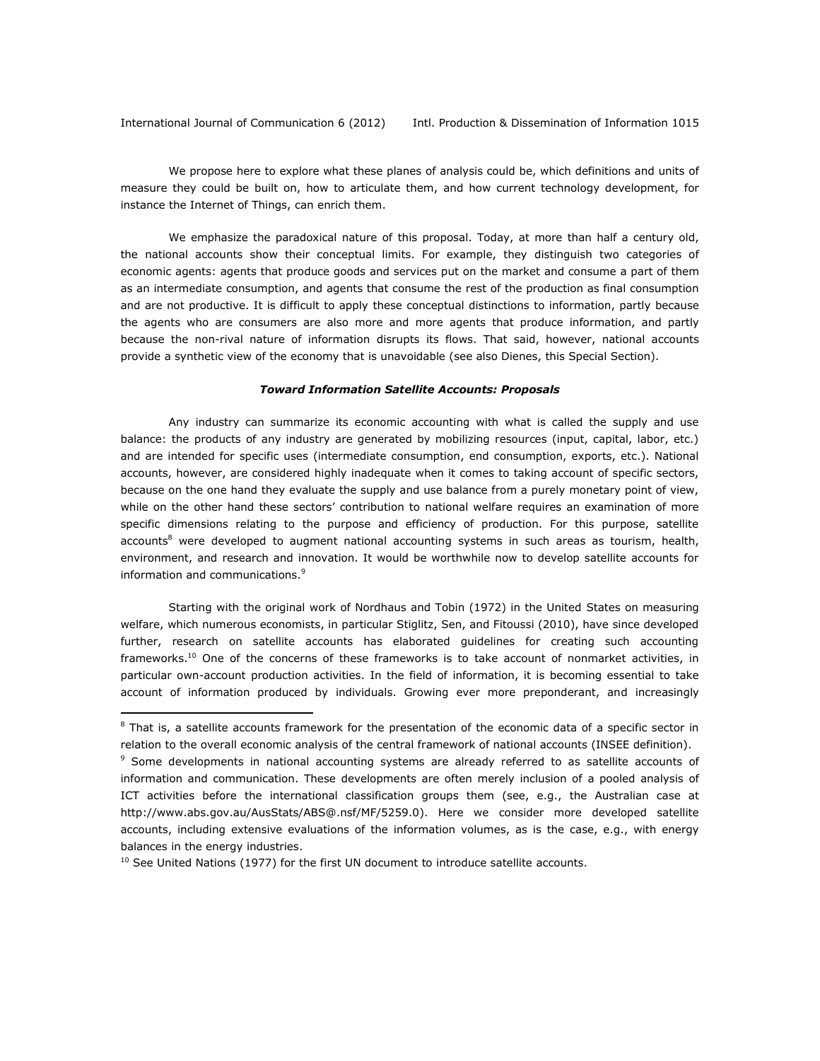We propose here to explore what these planes of analysis could be, which definitions and units of measure they could be built on, how to articulate them, and how current technology development, for instance the Internet of Things, can enrich them.

We emphasize the paradoxical nature of this proposal. Today, at more than half a century old, the national accounts show their conceptual limits. For example, they distinguish two categories of economic agents: agents that produce goods and services put on the market and consume a part of them as an intermediate consumption, and agents that consume the rest of the production as final consumption and are not productive. It is difficult to apply these conceptual distinctions to information, partly because the agents who are consumers are also more and more agents that produce information, and partly because the non-rival nature of information disrupts its flows. That said, however, national accounts provide a synthetic view of the economy that is unavoidable (see also Dienes, this Special Section).

### ***Toward Information Satellite Accounts: Proposals***

Any industry can summarize its economic accounting with what is called the supply and use balance: the products of any industry are generated by mobilizing resources (input, capital, labor, etc.) and are intended for specific uses (intermediate consumption, end consumption, exports, etc.). National accounts, however, are considered highly inadequate when it comes to taking account of specific sectors, because on the one hand they evaluate the supply and use balance from a purely monetary point of view, while on the other hand these sectors' contribution to national welfare requires an examination of more specific dimensions relating to the purpose and efficiency of production. For this purpose, satellite accounts[8] were developed to augment national accounting systems in such areas as tourism, health, environment, and research and innovation. It would be worthwhile now to develop satellite accounts for information and communications.[9]

Starting with the original work of Nordhaus and Tobin (1972) in the United States on measuring welfare, which numerous economists, in particular Stiglitz, Sen, and Fitoussi (2010), have since developed further, research on satellite accounts has elaborated guidelines for creating such accounting frameworks.[10] One of the concerns of these frameworks is to take account of nonmarket activities, in particular own-account production activities. In the field of information, it is becoming essential to take account of information produced by individuals. Growing ever more preponderant, and increasingly

---

[8] That is, a satellite accounts framework for the presentation of the economic data of a specific sector in relation to the overall economic analysis of the central framework of national accounts (INSEE definition).

[9] Some developments in national accounting systems are already referred to as satellite accounts of information and communication. These developments are often merely inclusion of a pooled analysis of ICT activities before the international classification groups them (see, e.g., the Australian case at http://www.abs.gov.au/AusStats/ABS@.nsf/MF/5259.0). Here we consider more developed satellite accounts, including extensive evaluations of the information volumes, as is the case, e.g., with energy balances in the energy industries.

[10] See United Nations (1977) for the first UN document to introduce satellite accounts.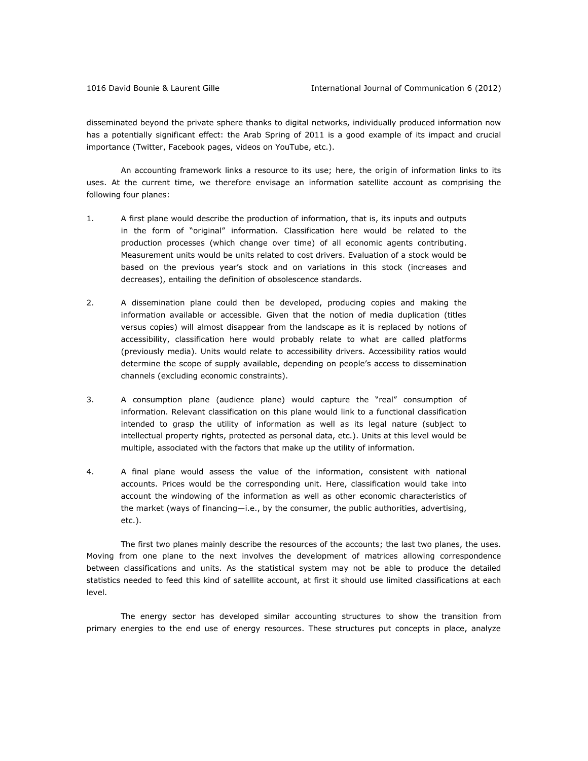disseminated beyond the private sphere thanks to digital networks, individually produced information now has a potentially significant effect: the Arab Spring of 2011 is a good example of its impact and crucial importance (Twitter, Facebook pages, videos on YouTube, etc.).

An accounting framework links a resource to its use; here, the origin of information links to its uses. At the current time, we therefore envisage an information satellite account as comprising the following four planes:

1. A first plane would describe the production of information, that is, its inputs and outputs in the form of "original" information. Classification here would be related to the production processes (which change over time) of all economic agents contributing. Measurement units would be units related to cost drivers. Evaluation of a stock would be based on the previous year's stock and on variations in this stock (increases and decreases), entailing the definition of obsolescence standards.

2. A dissemination plane could then be developed, producing copies and making the information available or accessible. Given that the notion of media duplication (titles versus copies) will almost disappear from the landscape as it is replaced by notions of accessibility, classification here would probably relate to what are called platforms (previously media). Units would relate to accessibility drivers. Accessibility ratios would determine the scope of supply available, depending on people's access to dissemination channels (excluding economic constraints).

3. A consumption plane (audience plane) would capture the "real" consumption of information. Relevant classification on this plane would link to a functional classification intended to grasp the utility of information as well as its legal nature (subject to intellectual property rights, protected as personal data, etc.). Units at this level would be multiple, associated with the factors that make up the utility of information.

4. A final plane would assess the value of the information, consistent with national accounts. Prices would be the corresponding unit. Here, classification would take into account the windowing of the information as well as other economic characteristics of the market (ways of financing—i.e., by the consumer, the public authorities, advertising, etc.).

The first two planes mainly describe the resources of the accounts; the last two planes, the uses. Moving from one plane to the next involves the development of matrices allowing correspondence between classifications and units. As the statistical system may not be able to produce the detailed statistics needed to feed this kind of satellite account, at first it should use limited classifications at each level.

The energy sector has developed similar accounting structures to show the transition from primary energies to the end use of energy resources. These structures put concepts in place, analyze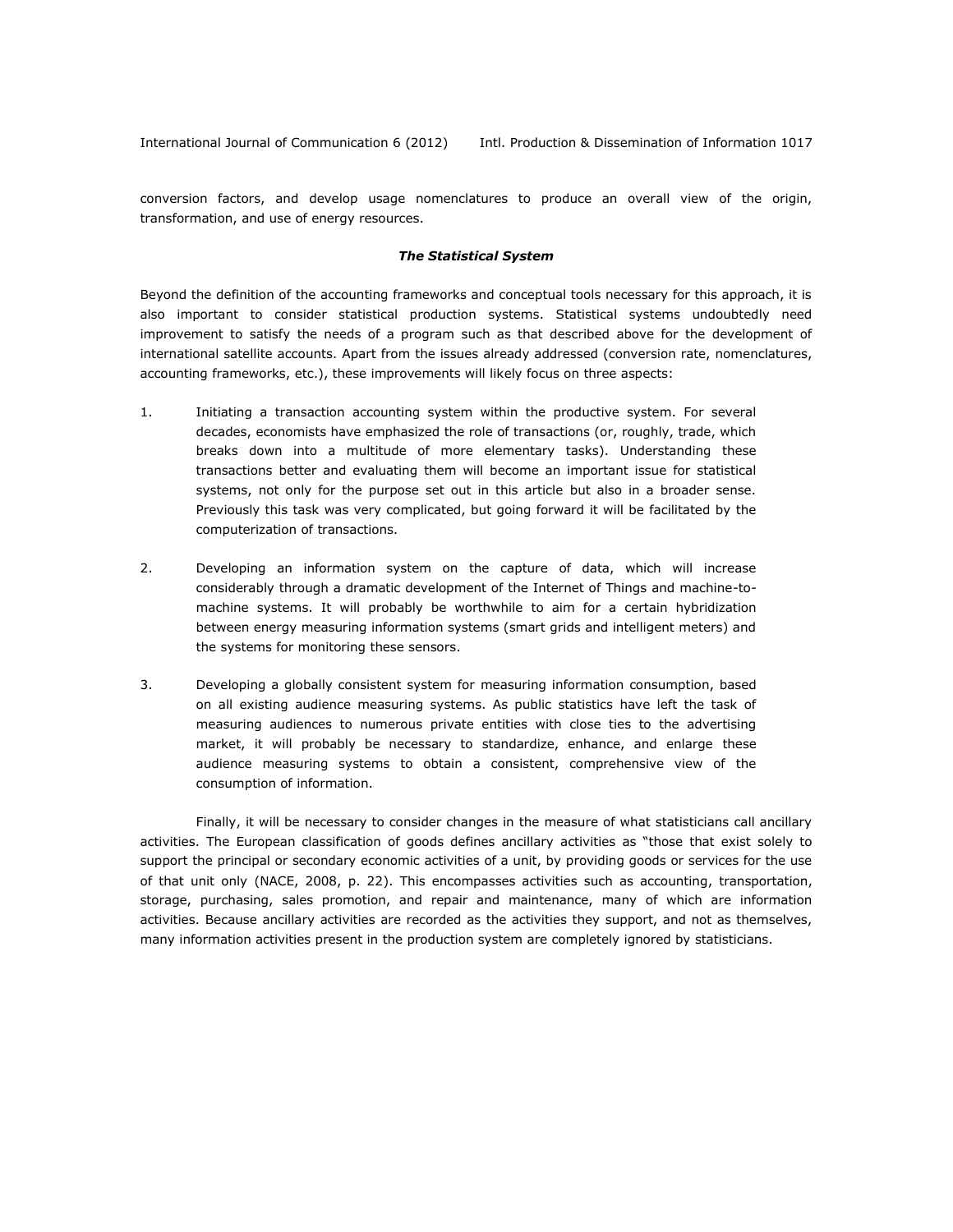conversion factors, and develop usage nomenclatures to produce an overall view of the origin, transformation, and use of energy resources.

### *The Statistical System*

Beyond the definition of the accounting frameworks and conceptual tools necessary for this approach, it is also important to consider statistical production systems. Statistical systems undoubtedly need improvement to satisfy the needs of a program such as that described above for the development of international satellite accounts. Apart from the issues already addressed (conversion rate, nomenclatures, accounting frameworks, etc.), these improvements will likely focus on three aspects:

1. Initiating a transaction accounting system within the productive system. For several decades, economists have emphasized the role of transactions (or, roughly, trade, which breaks down into a multitude of more elementary tasks). Understanding these transactions better and evaluating them will become an important issue for statistical systems, not only for the purpose set out in this article but also in a broader sense. Previously this task was very complicated, but going forward it will be facilitated by the computerization of transactions.

2. Developing an information system on the capture of data, which will increase considerably through a dramatic development of the Internet of Things and machine-to-machine systems. It will probably be worthwhile to aim for a certain hybridization between energy measuring information systems (smart grids and intelligent meters) and the systems for monitoring these sensors.

3. Developing a globally consistent system for measuring information consumption, based on all existing audience measuring systems. As public statistics have left the task of measuring audiences to numerous private entities with close ties to the advertising market, it will probably be necessary to standardize, enhance, and enlarge these audience measuring systems to obtain a consistent, comprehensive view of the consumption of information.

Finally, it will be necessary to consider changes in the measure of what statisticians call ancillary activities. The European classification of goods defines ancillary activities as "those that exist solely to support the principal or secondary economic activities of a unit, by providing goods or services for the use of that unit only (NACE, 2008, p. 22). This encompasses activities such as accounting, transportation, storage, purchasing, sales promotion, and repair and maintenance, many of which are information activities. Because ancillary activities are recorded as the activities they support, and not as themselves, many information activities present in the production system are completely ignored by statisticians.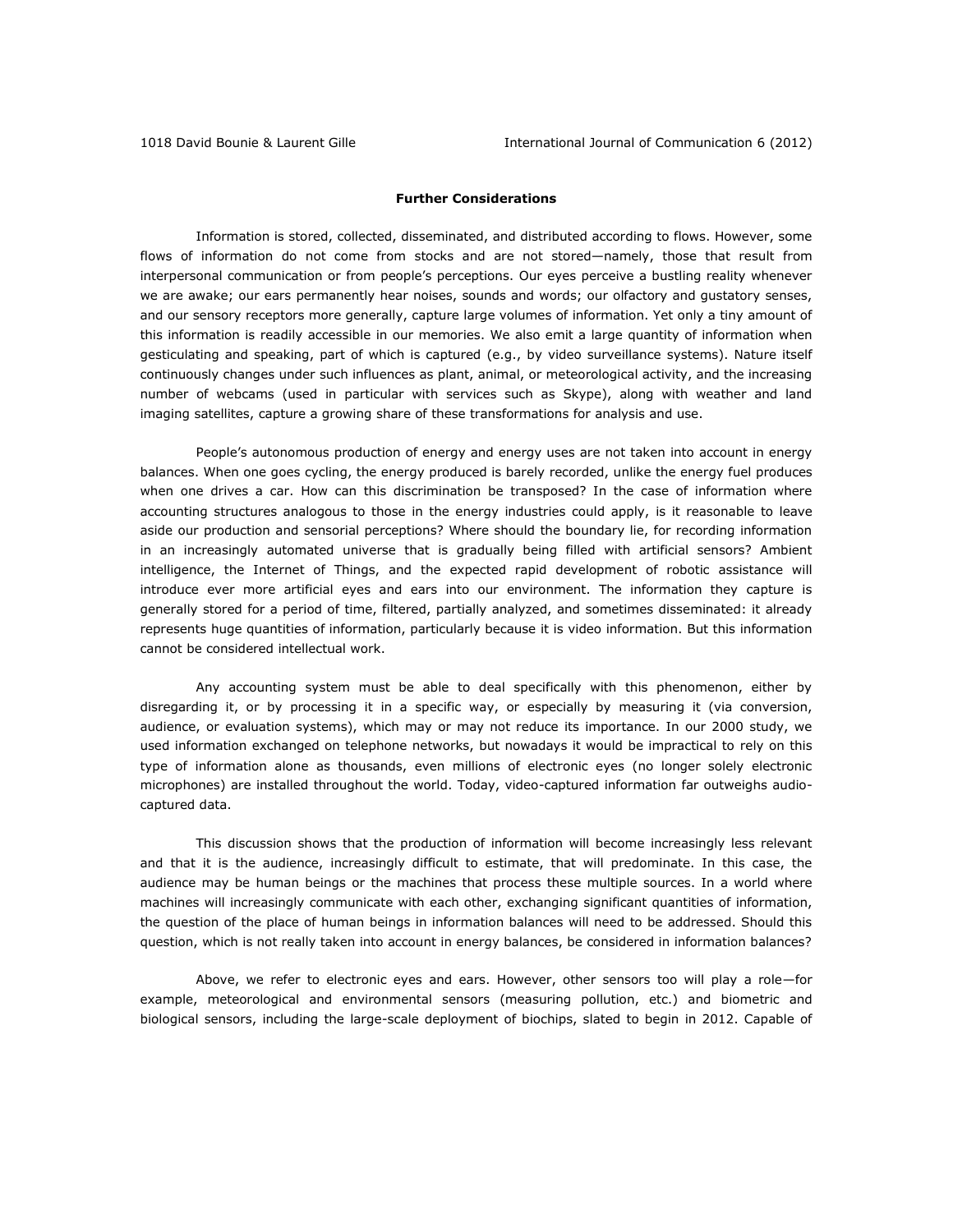**Further Considerations**

Information is stored, collected, disseminated, and distributed according to flows. However, some flows of information do not come from stocks and are not stored—namely, those that result from interpersonal communication or from people's perceptions. Our eyes perceive a bustling reality whenever we are awake; our ears permanently hear noises, sounds and words; our olfactory and gustatory senses, and our sensory receptors more generally, capture large volumes of information. Yet only a tiny amount of this information is readily accessible in our memories. We also emit a large quantity of information when gesticulating and speaking, part of which is captured (e.g., by video surveillance systems). Nature itself continuously changes under such influences as plant, animal, or meteorological activity, and the increasing number of webcams (used in particular with services such as Skype), along with weather and land imaging satellites, capture a growing share of these transformations for analysis and use.

People's autonomous production of energy and energy uses are not taken into account in energy balances. When one goes cycling, the energy produced is barely recorded, unlike the energy fuel produces when one drives a car. How can this discrimination be transposed? In the case of information where accounting structures analogous to those in the energy industries could apply, is it reasonable to leave aside our production and sensorial perceptions? Where should the boundary lie, for recording information in an increasingly automated universe that is gradually being filled with artificial sensors? Ambient intelligence, the Internet of Things, and the expected rapid development of robotic assistance will introduce ever more artificial eyes and ears into our environment. The information they capture is generally stored for a period of time, filtered, partially analyzed, and sometimes disseminated: it already represents huge quantities of information, particularly because it is video information. But this information cannot be considered intellectual work.

Any accounting system must be able to deal specifically with this phenomenon, either by disregarding it, or by processing it in a specific way, or especially by measuring it (via conversion, audience, or evaluation systems), which may or may not reduce its importance. In our 2000 study, we used information exchanged on telephone networks, but nowadays it would be impractical to rely on this type of information alone as thousands, even millions of electronic eyes (no longer solely electronic microphones) are installed throughout the world. Today, video-captured information far outweighs audio-captured data.

This discussion shows that the production of information will become increasingly less relevant and that it is the audience, increasingly difficult to estimate, that will predominate. In this case, the audience may be human beings or the machines that process these multiple sources. In a world where machines will increasingly communicate with each other, exchanging significant quantities of information, the question of the place of human beings in information balances will need to be addressed. Should this question, which is not really taken into account in energy balances, be considered in information balances?

Above, we refer to electronic eyes and ears. However, other sensors too will play a role—for example, meteorological and environmental sensors (measuring pollution, etc.) and biometric and biological sensors, including the large-scale deployment of biochips, slated to begin in 2012. Capable of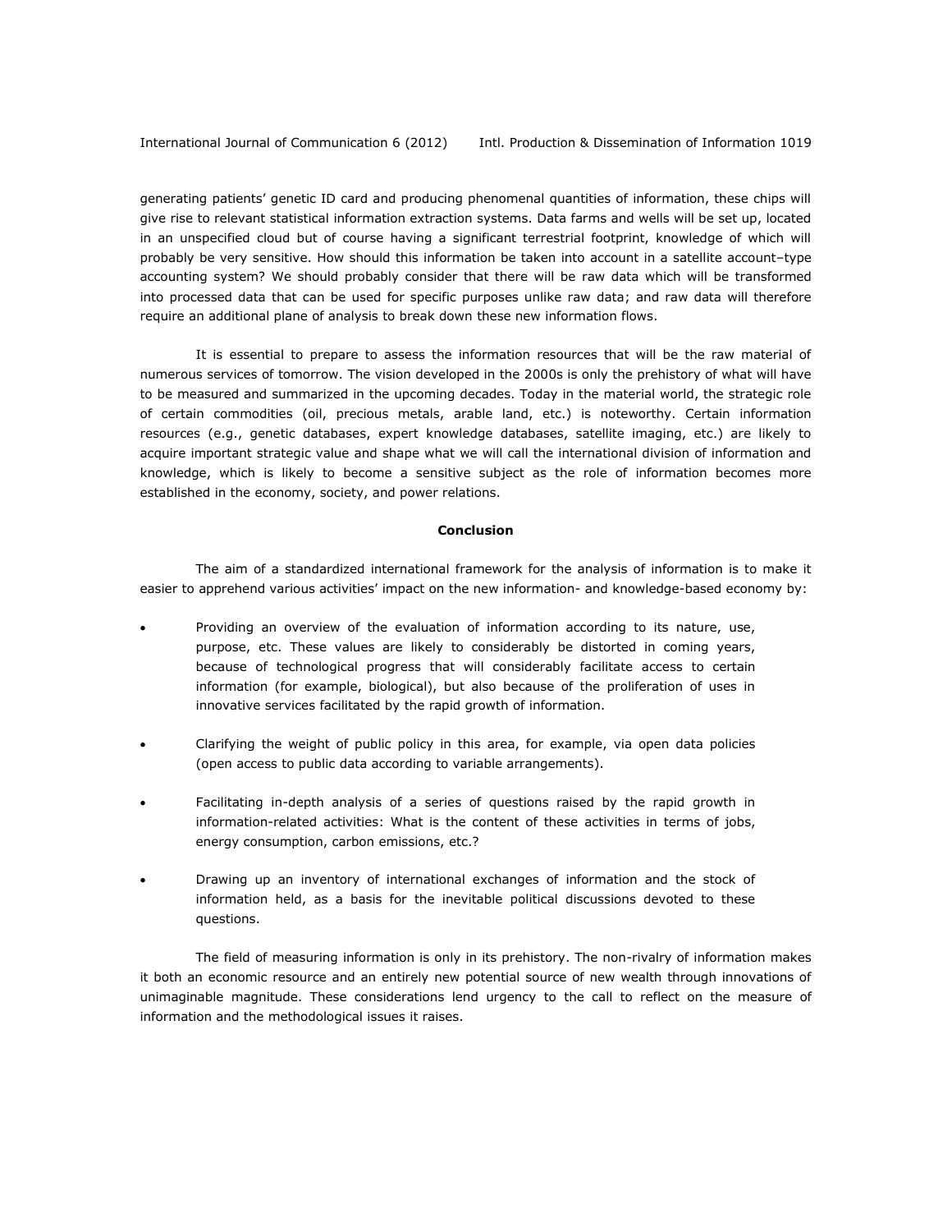generating patients' genetic ID card and producing phenomenal quantities of information, these chips will give rise to relevant statistical information extraction systems. Data farms and wells will be set up, located in an unspecified cloud but of course having a significant terrestrial footprint, knowledge of which will probably be very sensitive. How should this information be taken into account in a satellite account–type accounting system? We should probably consider that there will be raw data which will be transformed into processed data that can be used for specific purposes unlike raw data; and raw data will therefore require an additional plane of analysis to break down these new information flows.

It is essential to prepare to assess the information resources that will be the raw material of numerous services of tomorrow. The vision developed in the 2000s is only the prehistory of what will have to be measured and summarized in the upcoming decades. Today in the material world, the strategic role of certain commodities (oil, precious metals, arable land, etc.) is noteworthy. Certain information resources (e.g., genetic databases, expert knowledge databases, satellite imaging, etc.) are likely to acquire important strategic value and shape what we will call the international division of information and knowledge, which is likely to become a sensitive subject as the role of information becomes more established in the economy, society, and power relations.

## Conclusion

The aim of a standardized international framework for the analysis of information is to make it easier to apprehend various activities' impact on the new information- and knowledge-based economy by:

- Providing an overview of the evaluation of information according to its nature, use, purpose, etc. These values are likely to considerably be distorted in coming years, because of technological progress that will considerably facilitate access to certain information (for example, biological), but also because of the proliferation of uses in innovative services facilitated by the rapid growth of information.
- Clarifying the weight of public policy in this area, for example, via open data policies (open access to public data according to variable arrangements).
- Facilitating in-depth analysis of a series of questions raised by the rapid growth in information-related activities: What is the content of these activities in terms of jobs, energy consumption, carbon emissions, etc.?
- Drawing up an inventory of international exchanges of information and the stock of information held, as a basis for the inevitable political discussions devoted to these questions.

The field of measuring information is only in its prehistory. The non-rivalry of information makes it both an economic resource and an entirely new potential source of new wealth through innovations of unimaginable magnitude. These considerations lend urgency to the call to reflect on the measure of information and the methodological issues it raises.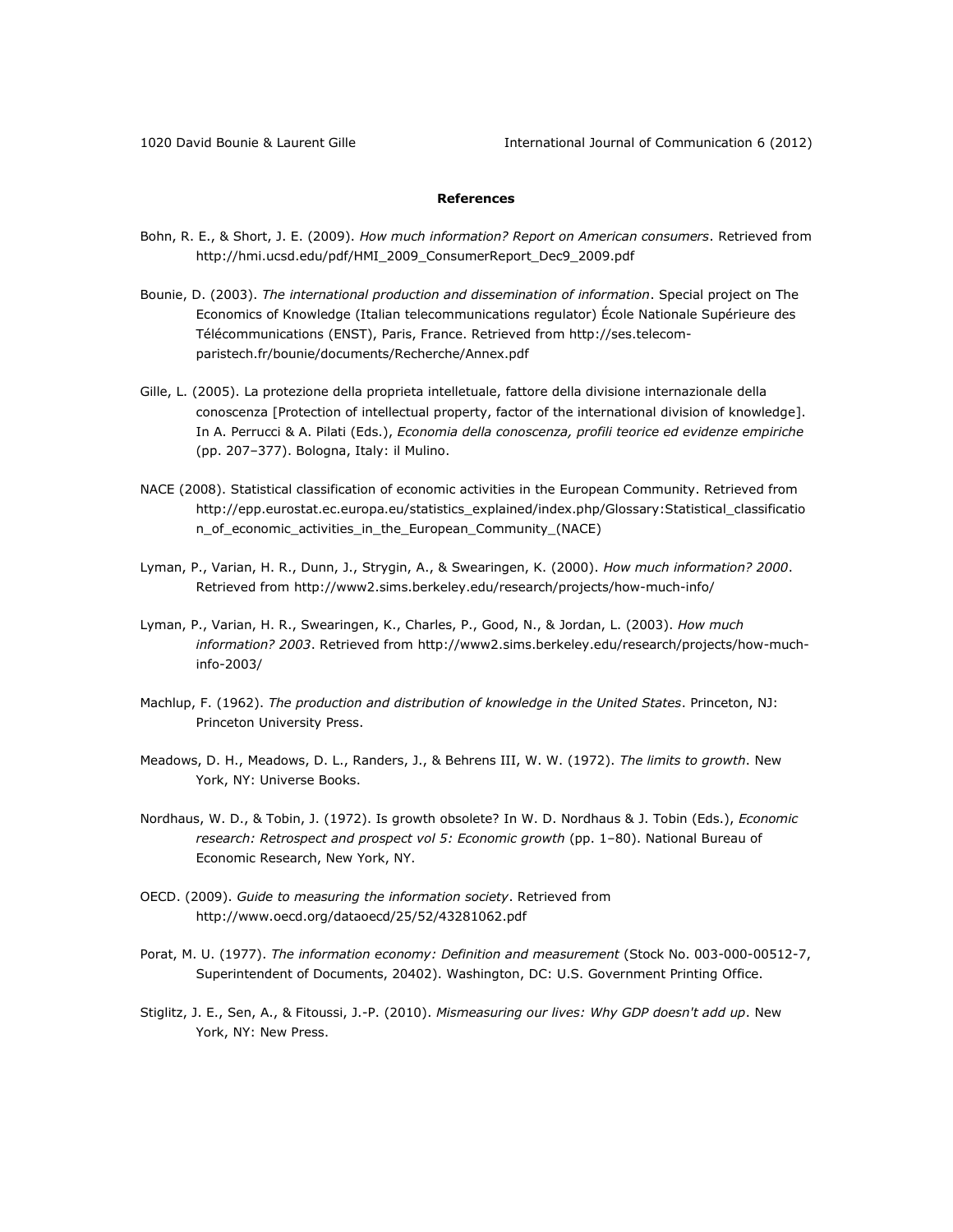## References

Bohn, R. E., & Short, J. E. (2009). *How much information? Report on American consumers*. Retrieved from http://hmi.ucsd.edu/pdf/HMI_2009_ConsumerReport_Dec9_2009.pdf

Bounie, D. (2003). *The international production and dissemination of information*. Special project on The Economics of Knowledge (Italian telecommunications regulator) École Nationale Supérieure des Télécommunications (ENST), Paris, France. Retrieved from http://ses.telecom-paristech.fr/bounie/documents/Recherche/Annex.pdf

Gille, L. (2005). La protezione della proprieta intelletuale, fattore della divisione internazionale della conoscenza [Protection of intellectual property, factor of the international division of knowledge]. In A. Perrucci & A. Pilati (Eds.), *Economia della conoscenza, profili teorice ed evidenze empiriche* (pp. 207–377). Bologna, Italy: il Mulino.

NACE (2008). Statistical classification of economic activities in the European Community. Retrieved from http://epp.eurostat.ec.europa.eu/statistics_explained/index.php/Glossary:Statistical_classification_of_economic_activities_in_the_European_Community_(NACE)

Lyman, P., Varian, H. R., Dunn, J., Strygin, A., & Swearingen, K. (2000). *How much information? 2000*. Retrieved from http://www2.sims.berkeley.edu/research/projects/how-much-info/

Lyman, P., Varian, H. R., Swearingen, K., Charles, P., Good, N., & Jordan, L. (2003). *How much information? 2003*. Retrieved from http://www2.sims.berkeley.edu/research/projects/how-much-info-2003/

Machlup, F. (1962). *The production and distribution of knowledge in the United States*. Princeton, NJ: Princeton University Press.

Meadows, D. H., Meadows, D. L., Randers, J., & Behrens III, W. W. (1972). *The limits to growth*. New York, NY: Universe Books.

Nordhaus, W. D., & Tobin, J. (1972). Is growth obsolete? In W. D. Nordhaus & J. Tobin (Eds.), *Economic research: Retrospect and prospect vol 5: Economic growth* (pp. 1–80). National Bureau of Economic Research, New York, NY.

OECD. (2009). *Guide to measuring the information society*. Retrieved from http://www.oecd.org/dataoecd/25/52/43281062.pdf

Porat, M. U. (1977). *The information economy: Definition and measurement* (Stock No. 003-000-00512-7, Superintendent of Documents, 20402). Washington, DC: U.S. Government Printing Office.

Stiglitz, J. E., Sen, A., & Fitoussi, J.-P. (2010). *Mismeasuring our lives: Why GDP doesn't add up*. New York, NY: New Press.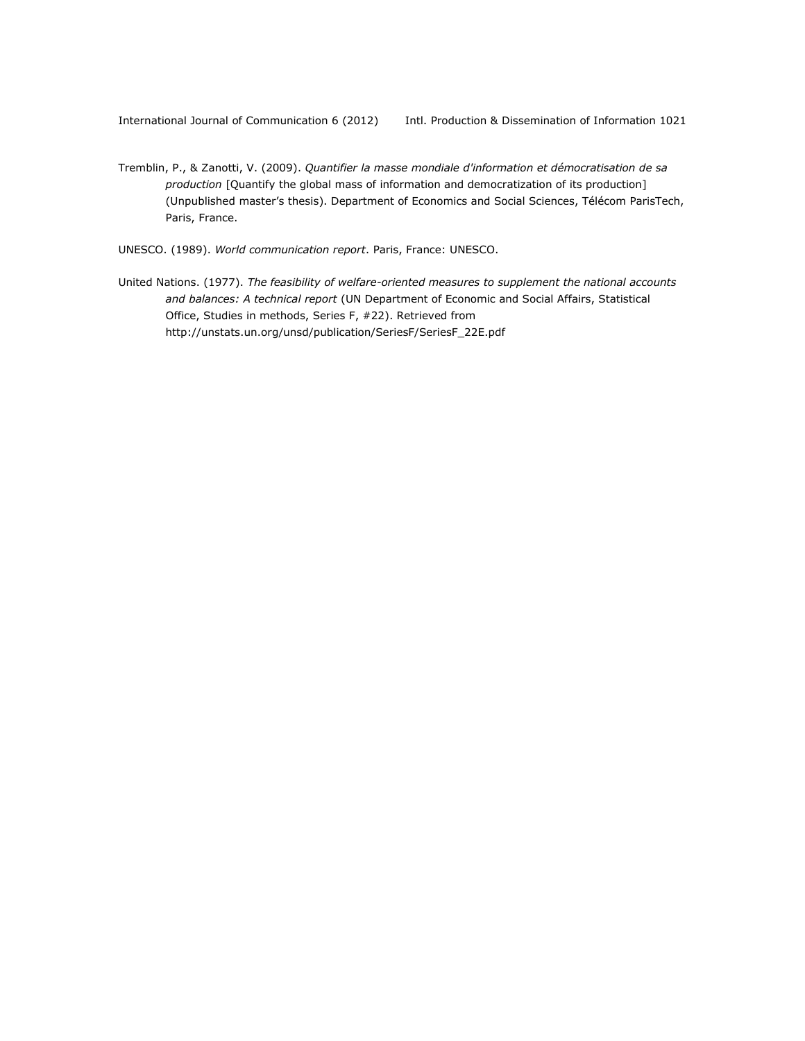Tremblin, P., & Zanotti, V. (2009). *Quantifier la masse mondiale d'information et démocratisation de sa production* [Quantify the global mass of information and democratization of its production] (Unpublished master's thesis). Department of Economics and Social Sciences, Télécom ParisTech, Paris, France.

UNESCO. (1989). *World communication report*. Paris, France: UNESCO.

United Nations. (1977). *The feasibility of welfare-oriented measures to supplement the national accounts and balances: A technical report* (UN Department of Economic and Social Affairs, Statistical Office, Studies in methods, Series F, #22). Retrieved from http://unstats.un.org/unsd/publication/SeriesF/SeriesF_22E.pdf